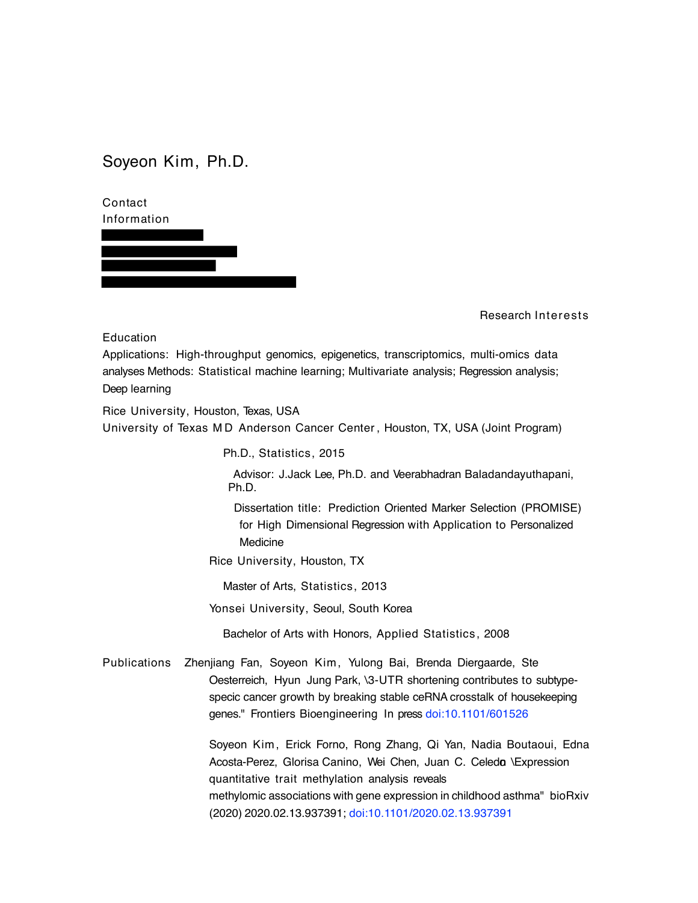# Soyeon Kim, Ph.D.

## Contact Information

## Research Interests

Applications: High-throughput genomics, epigenetics, transcriptomics, multi-omics data analyses Methods: Statistical machine learning; Multivariate analysis; Regression analysis; Deep learning

## Education

Rice University, Houston, Texas, USA
University of Texas MD Anderson Cancer Center, Houston, TX, USA (Joint Program)

Ph.D., Statistics, 2015

Advisor: J.Jack Lee, Ph.D. and Veerabhadran Baladandayuthapani, Ph.D.

Dissertation title: Prediction Oriented Marker Selection (PROMISE) for High Dimensional Regression with Application to Personalized Medicine

Rice University, Houston, TX

Master of Arts, Statistics, 2013

Yonsei University, Seoul, South Korea

Bachelor of Arts with Honors, Applied Statistics, 2008

## Publications

Zhenjiang Fan, Soyeon Kim, Yulong Bai, Brenda Diergaarde, Ste Oesterreich, Hyun Jung Park, \3-UTR shortening contributes to subtype-specic cancer growth by breaking stable ceRNA crosstalk of housekeeping genes." Frontiers Bioengineering In press doi:10.1101/601526

Soyeon Kim, Erick Forno, Rong Zhang, Qi Yan, Nadia Boutaoui, Edna Acosta-Perez, Glorisa Canino, Wei Chen, Juan C. Celedo \Expression quantitative trait methylation analysis reveals methylomic associations with gene expression in childhood asthma" bioRxiv (2020) 2020.02.13.937391; doi:10.1101/2020.02.13.937391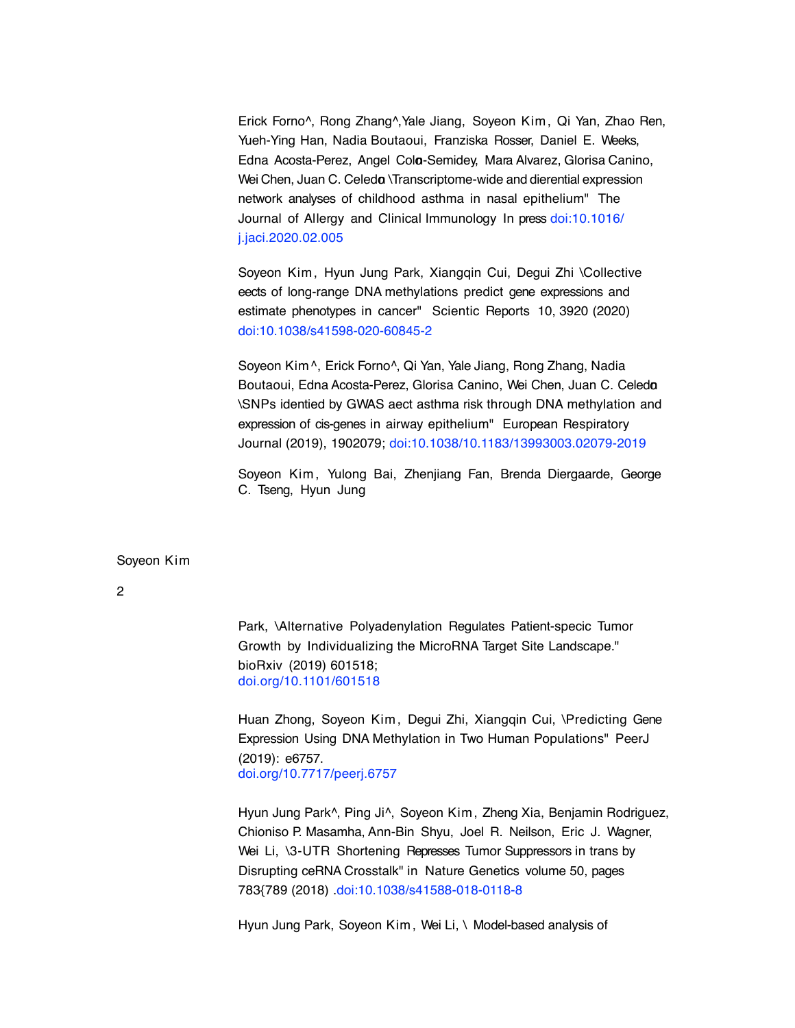Erick Forno^, Rong Zhang^,Yale Jiang, Soyeon Kim, Qi Yan, Zhao Ren, Yueh-Ying Han, Nadia Boutaoui, Franziska Rosser, Daniel E. Weeks, Edna Acosta-Perez, Angel Colon-Semidey, Mara Alvarez, Glorisa Canino, Wei Chen, Juan C. Celedon \Transcriptome-wide and dierential expression network analyses of childhood asthma in nasal epithelium" The Journal of Allergy and Clinical Immunology In press doi:10.1016/j.jaci.2020.02.005

Soyeon Kim, Hyun Jung Park, Xiangqin Cui, Degui Zhi \Collective eects of long-range DNA methylations predict gene expressions and estimate phenotypes in cancer" Scientic Reports 10, 3920 (2020) doi:10.1038/s41598-020-60845-2

Soyeon Kim^, Erick Forno^, Qi Yan, Yale Jiang, Rong Zhang, Nadia Boutaoui, Edna Acosta-Perez, Glorisa Canino, Wei Chen, Juan C. Celedon \SNPs identied by GWAS aect asthma risk through DNA methylation and expression of cis-genes in airway epithelium" European Respiratory Journal (2019), 1902079; doi:10.1038/10.1183/13993003.02079-2019

Soyeon Kim, Yulong Bai, Zhenjiang Fan, Brenda Diergaarde, George C. Tseng, Hyun Jung Park, \Alternative Polyadenylation Regulates Patient-specic Tumor Growth by Individualizing the MicroRNA Target Site Landscape." bioRxiv (2019) 601518; doi.org/10.1101/601518

Huan Zhong, Soyeon Kim, Degui Zhi, Xiangqin Cui, \Predicting Gene Expression Using DNA Methylation in Two Human Populations" PeerJ (2019): e6757. doi.org/10.7717/peerj.6757

Hyun Jung Park^, Ping Ji^, Soyeon Kim, Zheng Xia, Benjamin Rodriguez, Chioniso P. Masamha, Ann-Bin Shyu, Joel R. Neilson, Eric J. Wagner, Wei Li, \3-UTR Shortening Represses Tumor Suppressors in trans by Disrupting ceRNA Crosstalk" in Nature Genetics volume 50, pages 783{789 (2018) .doi:10.1038/s41588-018-0118-8

Hyun Jung Park, Soyeon Kim, Wei Li, \ Model-based analysis of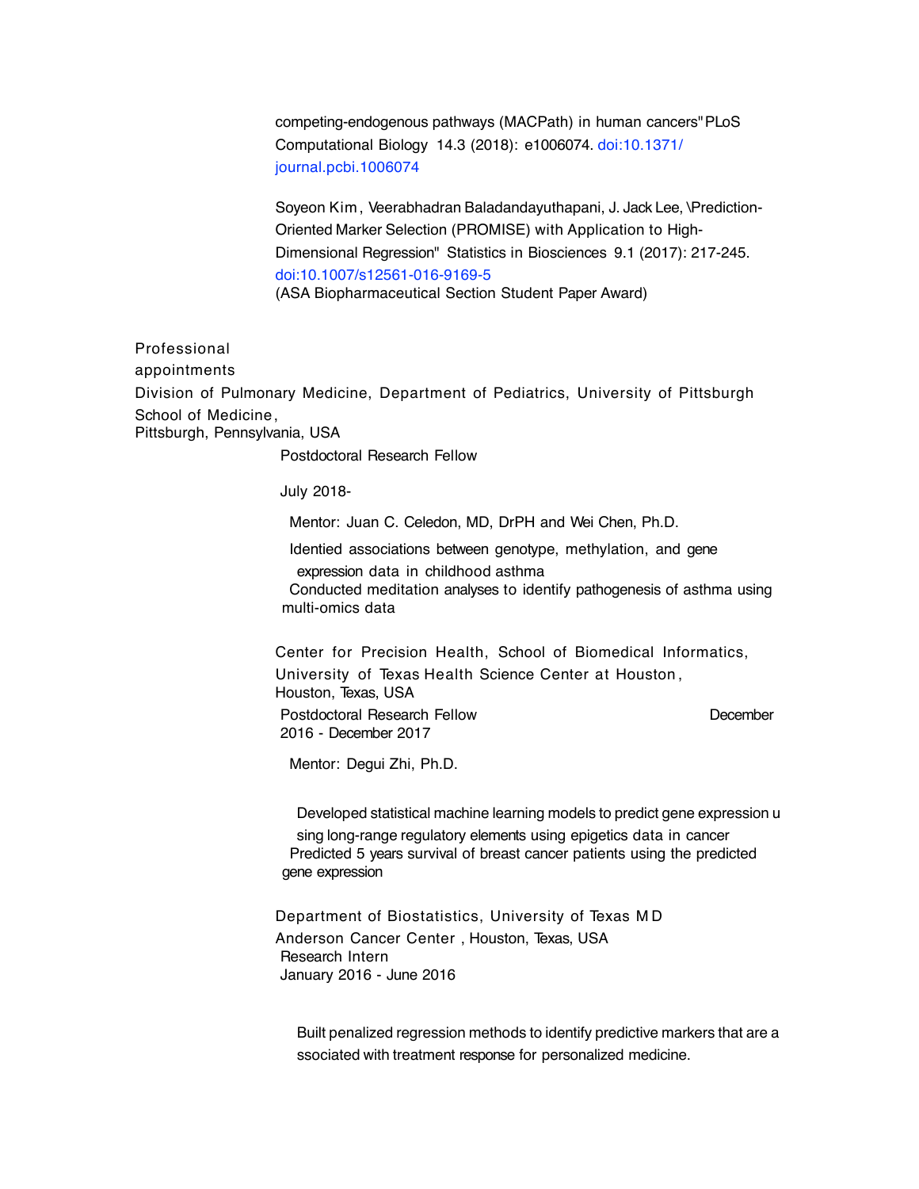competing-endogenous pathways (MACPath) in human cancers" PLoS Computational Biology 14.3 (2018): e1006074. doi:10.1371/journal.pcbi.1006074

Soyeon Kim, Veerabhadran Baladandayuthapani, J. Jack Lee, \Prediction-Oriented Marker Selection (PROMISE) with Application to High-Dimensional Regression" Statistics in Biosciences 9.1 (2017): 217-245. doi:10.1007/s12561-016-9169-5
(ASA Biopharmaceutical Section Student Paper Award)

## Professional appointments

**Division of Pulmonary Medicine, Department of Pediatrics, University of Pittsburgh School of Medicine,**
Pittsburgh, Pennsylvania, USA

Postdoctoral Research Fellow

July 2018-

Mentor: Juan C. Celedon, MD, DrPH and Wei Chen, Ph.D.

- Identied associations between genotype, methylation, and gene expression data in childhood asthma
- Conducted meditation analyses to identify pathogenesis of asthma using multi-omics data

**Center for Precision Health, School of Biomedical Informatics, University of Texas Health Science Center at Houston,**
Houston, Texas, USA

Postdoctoral Research Fellow — December 2016 - December 2017

Mentor: Degui Zhi, Ph.D.

- Developed statistical machine learning models to predict gene expression using long-range regulatory elements using epigetics data in cancer
- Predicted 5 years survival of breast cancer patients using the predicted gene expression

**Department of Biostatistics, University of Texas MD Anderson Cancer Center**, Houston, Texas, USA

Research Intern

January 2016 - June 2016

- Built penalized regression methods to identify predictive markers that are associated with treatment response for personalized medicine.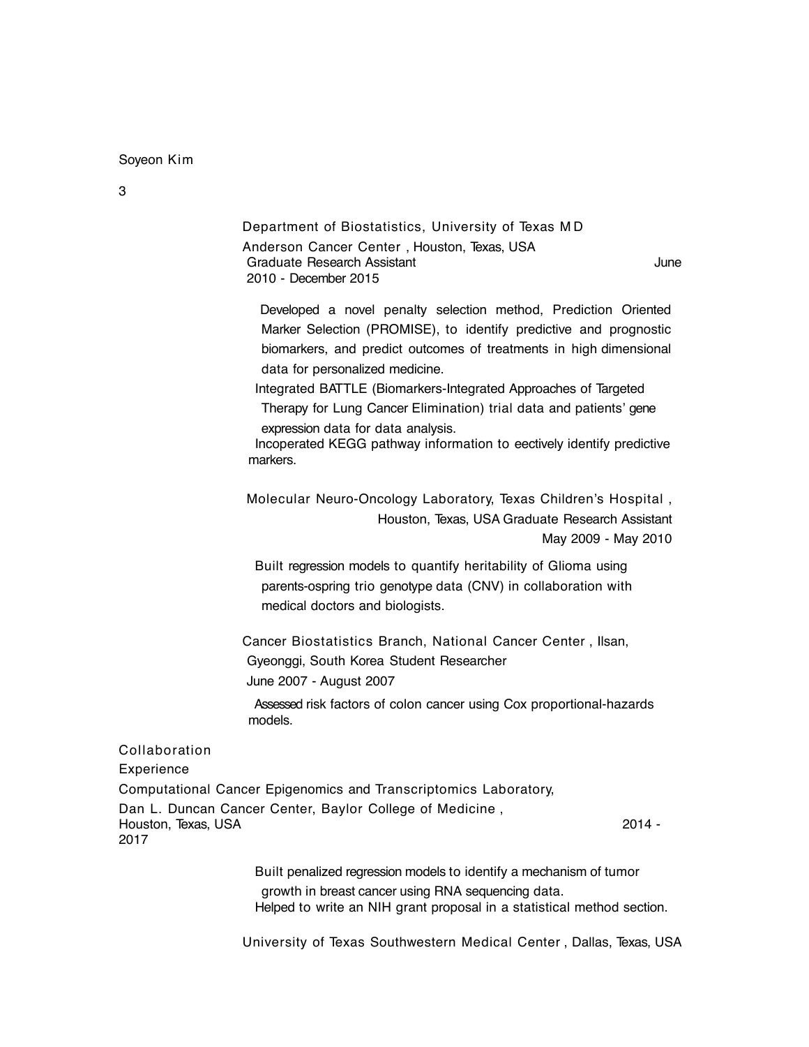**Department of Biostatistics, University of Texas MD Anderson Cancer Center**, Houston, Texas, USA
Graduate Research Assistant June 2010 - December 2015

- Developed a novel penalty selection method, Prediction Oriented Marker Selection (PROMISE), to identify predictive and prognostic biomarkers, and predict outcomes of treatments in high dimensional data for personalized medicine.
- Integrated BATTLE (Biomarkers-Integrated Approaches of Targeted Therapy for Lung Cancer Elimination) trial data and patients' gene expression data for data analysis.
- Incoperated KEGG pathway information to eectively identify predictive markers.

**Molecular Neuro-Oncology Laboratory, Texas Children's Hospital**, Houston, Texas, USA
Graduate Research Assistant May 2009 - May 2010

- Built regression models to quantify heritability of Glioma using parents-ospring trio genotype data (CNV) in collaboration with medical doctors and biologists.

**Cancer Biostatistics Branch, National Cancer Center**, Ilsan, Gyeonggi, South Korea
Student Researcher June 2007 - August 2007

- Assessed risk factors of colon cancer using Cox proportional-hazards models.

## Collaboration Experience

**Computational Cancer Epigenomics and Transcriptomics Laboratory, Dan L. Duncan Cancer Center, Baylor College of Medicine**, Houston, Texas, USA 2014 - 2017

- Built penalized regression models to identify a mechanism of tumor growth in breast cancer using RNA sequencing data.
- Helped to write an NIH grant proposal in a statistical method section.

**University of Texas Southwestern Medical Center**, Dallas, Texas, USA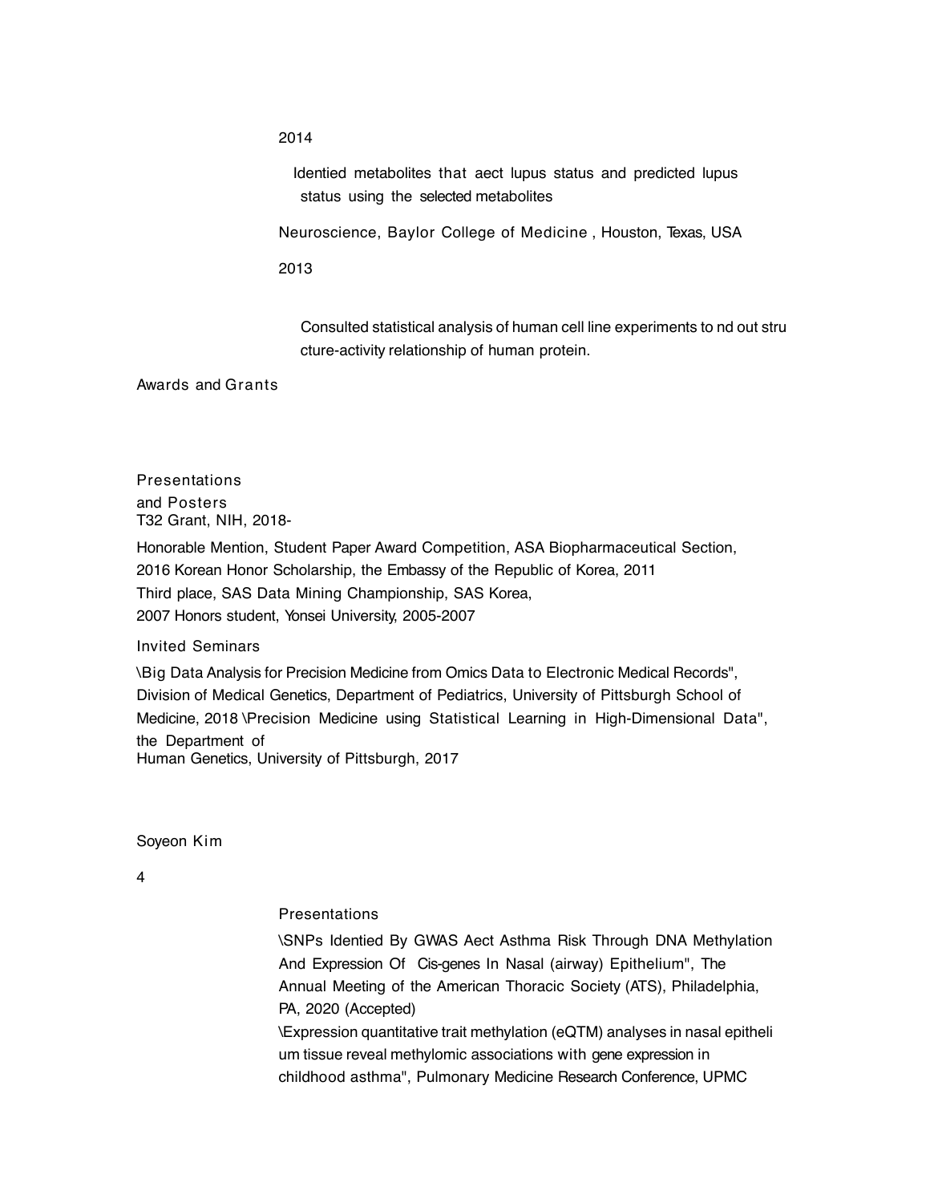2014

Identied metabolites that aect lupus status and predicted lupus status using the selected metabolites

Neuroscience, Baylor College of Medicine , Houston, Texas, USA

2013

Consulted statistical analysis of human cell line experiments to nd out structure-activity relationship of human protein.

## Awards and Grants

T32 Grant, NIH, 2018-

Honorable Mention, Student Paper Award Competition, ASA Biopharmaceutical Section, 2016

Korean Honor Scholarship, the Embassy of the Republic of Korea, 2011

Third place, SAS Data Mining Championship, SAS Korea, 2007

Honors student, Yonsei University, 2005-2007

## Presentations and Posters

### Invited Seminars

\Big Data Analysis for Precision Medicine from Omics Data to Electronic Medical Records", Division of Medical Genetics, Department of Pediatrics, University of Pittsburgh School of Medicine, 2018

\Precision Medicine using Statistical Learning in High-Dimensional Data", the Department of Human Genetics, University of Pittsburgh, 2017

### Presentations

\SNPs Identied By GWAS Aect Asthma Risk Through DNA Methylation And Expression Of Cis-genes In Nasal (airway) Epithelium", The Annual Meeting of the American Thoracic Society (ATS), Philadelphia, PA, 2020 (Accepted)

\Expression quantitative trait methylation (eQTM) analyses in nasal epithelium tissue reveal methylomic associations with gene expression in childhood asthma", Pulmonary Medicine Research Conference, UPMC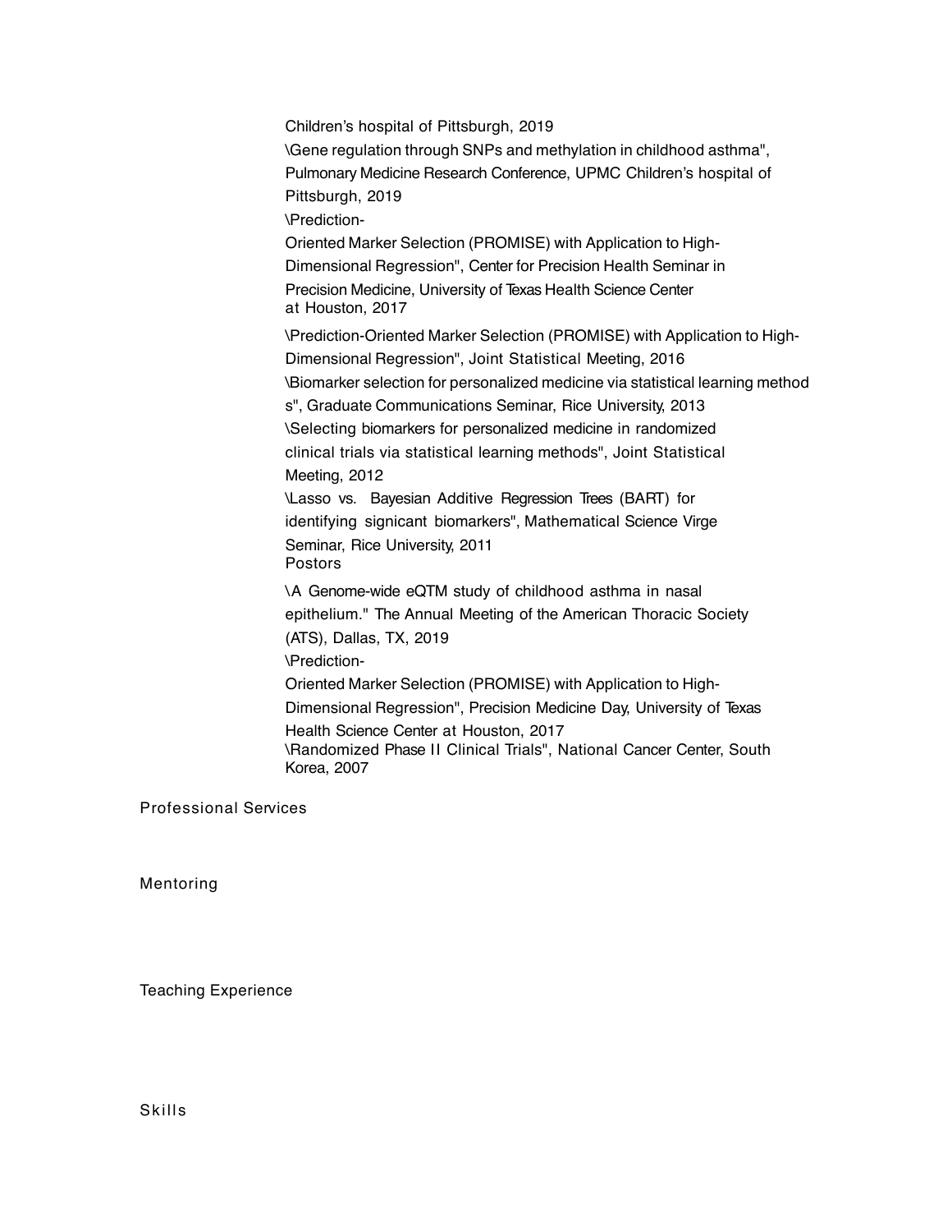Children's hospital of Pittsburgh, 2019

\Gene regulation through SNPs and methylation in childhood asthma", Pulmonary Medicine Research Conference, UPMC Children's hospital of Pittsburgh, 2019

\Prediction-Oriented Marker Selection (PROMISE) with Application to High-Dimensional Regression", Center for Precision Health Seminar in Precision Medicine, University of Texas Health Science Center at Houston, 2017

\Prediction-Oriented Marker Selection (PROMISE) with Application to High-Dimensional Regression", Joint Statistical Meeting, 2016

\Biomarker selection for personalized medicine via statistical learning methods", Graduate Communications Seminar, Rice University, 2013

\Selecting biomarkers for personalized medicine in randomized clinical trials via statistical learning methods", Joint Statistical Meeting, 2012

\Lasso vs. Bayesian Additive Regression Trees (BART) for identifying signicant biomarkers", Mathematical Science Virge Seminar, Rice University, 2011

Postors

\A Genome-wide eQTM study of childhood asthma in nasal epithelium." The Annual Meeting of the American Thoracic Society (ATS), Dallas, TX, 2019

\Prediction-Oriented Marker Selection (PROMISE) with Application to High-Dimensional Regression", Precision Medicine Day, University of Texas Health Science Center at Houston, 2017

\Randomized Phase II Clinical Trials", National Cancer Center, South Korea, 2007

## Professional Services

## Mentoring

## Teaching Experience

## Skills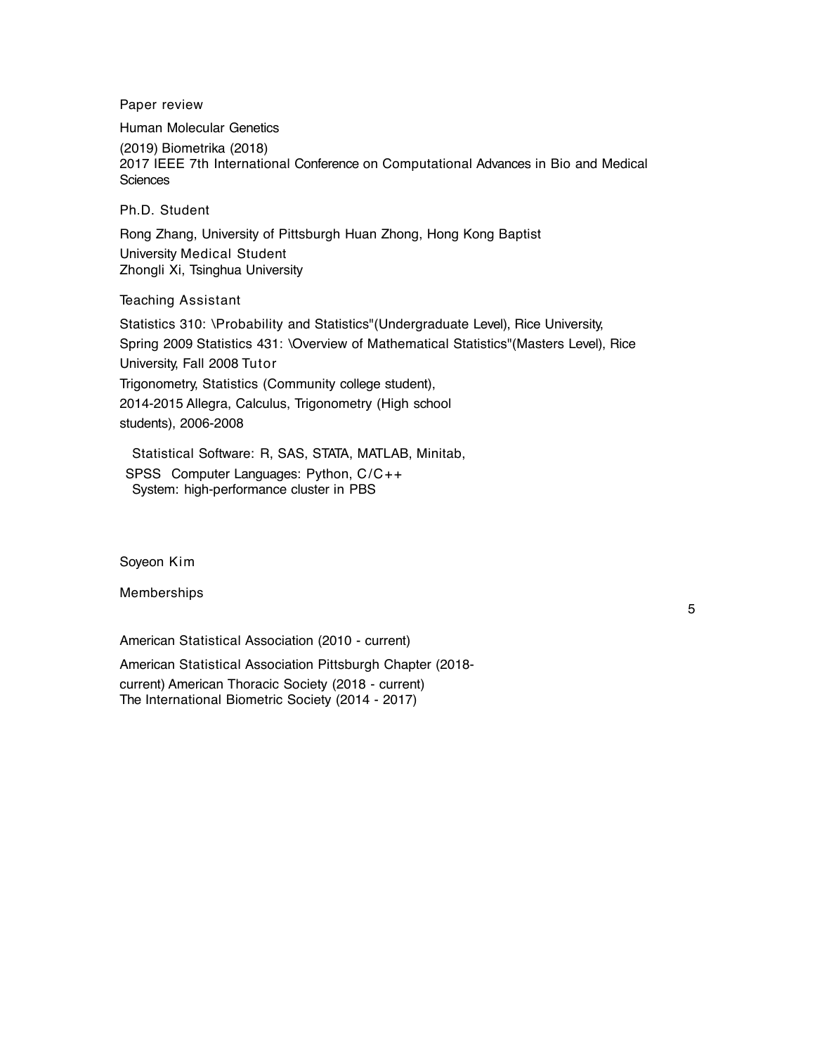## Paper review

Human Molecular Genetics

(2019) Biometrika (2018)
2017 IEEE 7th International Conference on Computational Advances in Bio and Medical Sciences

## Ph.D. Student

Rong Zhang, University of Pittsburgh Huan Zhong, Hong Kong Baptist
University Medical Student
Zhongli Xi, Tsinghua University

## Teaching Assistant

Statistics 310: \Probability and Statistics"(Undergraduate Level), Rice University,
Spring 2009 Statistics 431: \Overview of Mathematical Statistics"(Masters Level), Rice
University, Fall 2008 Tutor
Trigonometry, Statistics (Community college student),
2014-2015 Allegra, Calculus, Trigonometry (High school
students), 2006-2008

Statistical Software: R, SAS, STATA, MATLAB, Minitab,
SPSS Computer Languages: Python, C/C++
System: high-performance cluster in PBS

## Memberships

American Statistical Association (2010 - current)

American Statistical Association Pittsburgh Chapter (2018-
current) American Thoracic Society (2018 - current)
The International Biometric Society (2014 - 2017)